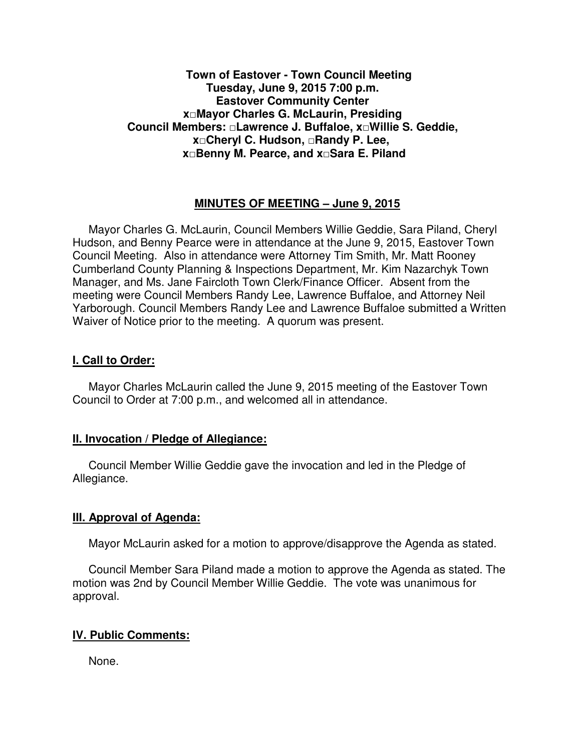**Town of Eastover - Town Council Meeting**
**Tuesday, June 9, 2015 7:00 p.m.**
**Eastover Community Center**
**x□Mayor Charles G. McLaurin, Presiding**
**Council Members: □Lawrence J. Buffaloe, x□Willie S. Geddie,**
**x□Cheryl C. Hudson, □Randy P. Lee,**
**x□Benny M. Pearce, and x□Sara E. Piland**

## MINUTES OF MEETING – June 9, 2015

Mayor Charles G. McLaurin, Council Members Willie Geddie, Sara Piland, Cheryl Hudson, and Benny Pearce were in attendance at the June 9, 2015, Eastover Town Council Meeting. Also in attendance were Attorney Tim Smith, Mr. Matt Rooney Cumberland County Planning & Inspections Department, Mr. Kim Nazarchyk Town Manager, and Ms. Jane Faircloth Town Clerk/Finance Officer. Absent from the meeting were Council Members Randy Lee, Lawrence Buffaloe, and Attorney Neil Yarborough. Council Members Randy Lee and Lawrence Buffaloe submitted a Written Waiver of Notice prior to the meeting. A quorum was present.

## I. Call to Order:

Mayor Charles McLaurin called the June 9, 2015 meeting of the Eastover Town Council to Order at 7:00 p.m., and welcomed all in attendance.

## II. Invocation / Pledge of Allegiance:

Council Member Willie Geddie gave the invocation and led in the Pledge of Allegiance.

## III. Approval of Agenda:

Mayor McLaurin asked for a motion to approve/disapprove the Agenda as stated.

Council Member Sara Piland made a motion to approve the Agenda as stated. The motion was 2nd by Council Member Willie Geddie. The vote was unanimous for approval.

## IV. Public Comments:

None.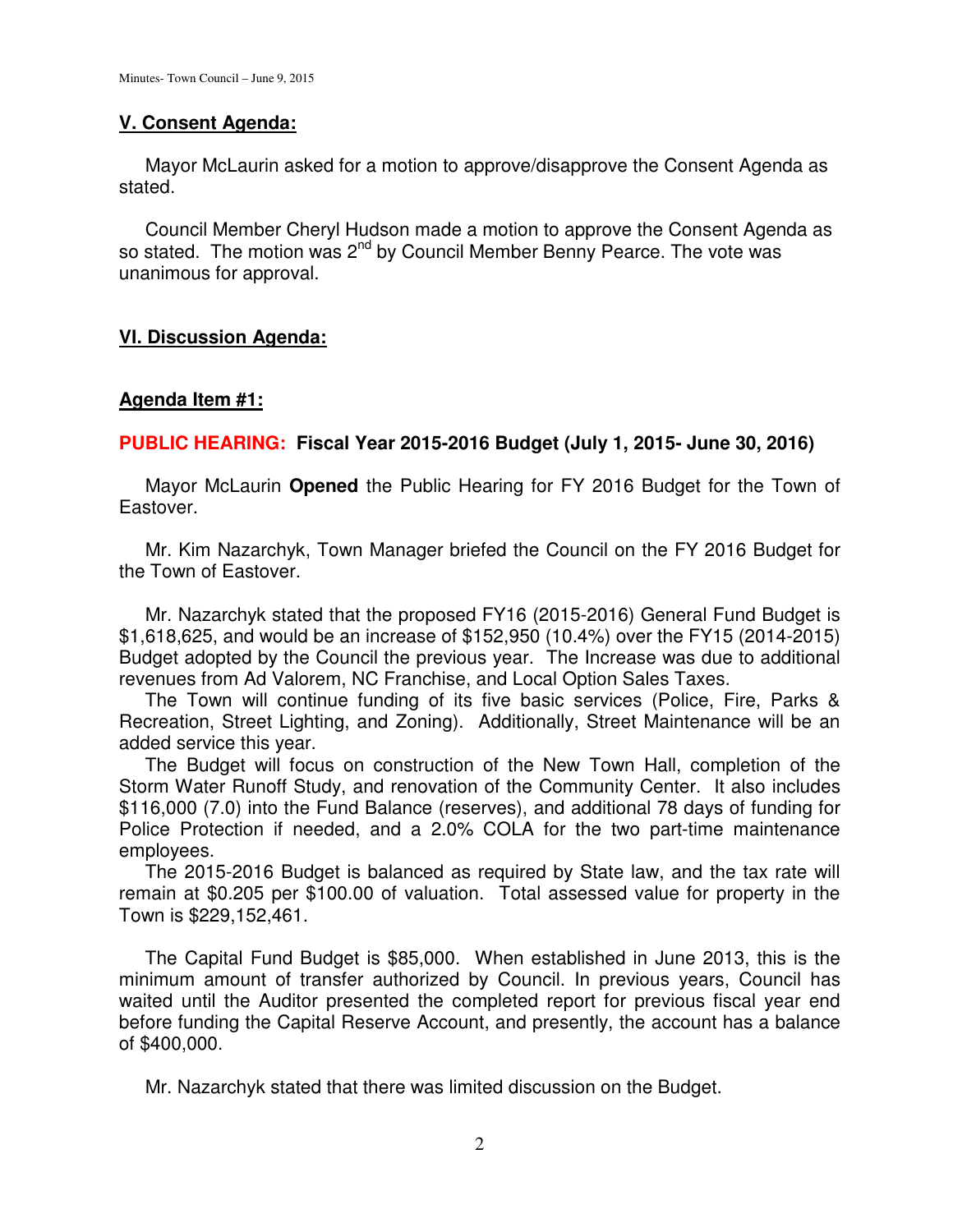## V. Consent Agenda:

Mayor McLaurin asked for a motion to approve/disapprove the Consent Agenda as stated.

Council Member Cheryl Hudson made a motion to approve the Consent Agenda as so stated. The motion was 2nd by Council Member Benny Pearce. The vote was unanimous for approval.

## VI. Discussion Agenda:

### Agenda Item #1:

**PUBLIC HEARING: Fiscal Year 2015-2016 Budget (July 1, 2015- June 30, 2016)**

Mayor McLaurin **Opened** the Public Hearing for FY 2016 Budget for the Town of Eastover.

Mr. Kim Nazarchyk, Town Manager briefed the Council on the FY 2016 Budget for the Town of Eastover.

Mr. Nazarchyk stated that the proposed FY16 (2015-2016) General Fund Budget is $1,618,625, and would be an increase of $152,950 (10.4%) over the FY15 (2014-2015) Budget adopted by the Council the previous year. The Increase was due to additional revenues from Ad Valorem, NC Franchise, and Local Option Sales Taxes.

The Town will continue funding of its five basic services (Police, Fire, Parks & Recreation, Street Lighting, and Zoning). Additionally, Street Maintenance will be an added service this year.

The Budget will focus on construction of the New Town Hall, completion of the Storm Water Runoff Study, and renovation of the Community Center. It also includes $116,000 (7.0) into the Fund Balance (reserves), and additional 78 days of funding for Police Protection if needed, and a 2.0% COLA for the two part-time maintenance employees.

The 2015-2016 Budget is balanced as required by State law, and the tax rate will remain at $0.205 per $100.00 of valuation. Total assessed value for property in the Town is $229,152,461.

The Capital Fund Budget is $85,000. When established in June 2013, this is the minimum amount of transfer authorized by Council. In previous years, Council has waited until the Auditor presented the completed report for previous fiscal year end before funding the Capital Reserve Account, and presently, the account has a balance of $400,000.

Mr. Nazarchyk stated that there was limited discussion on the Budget.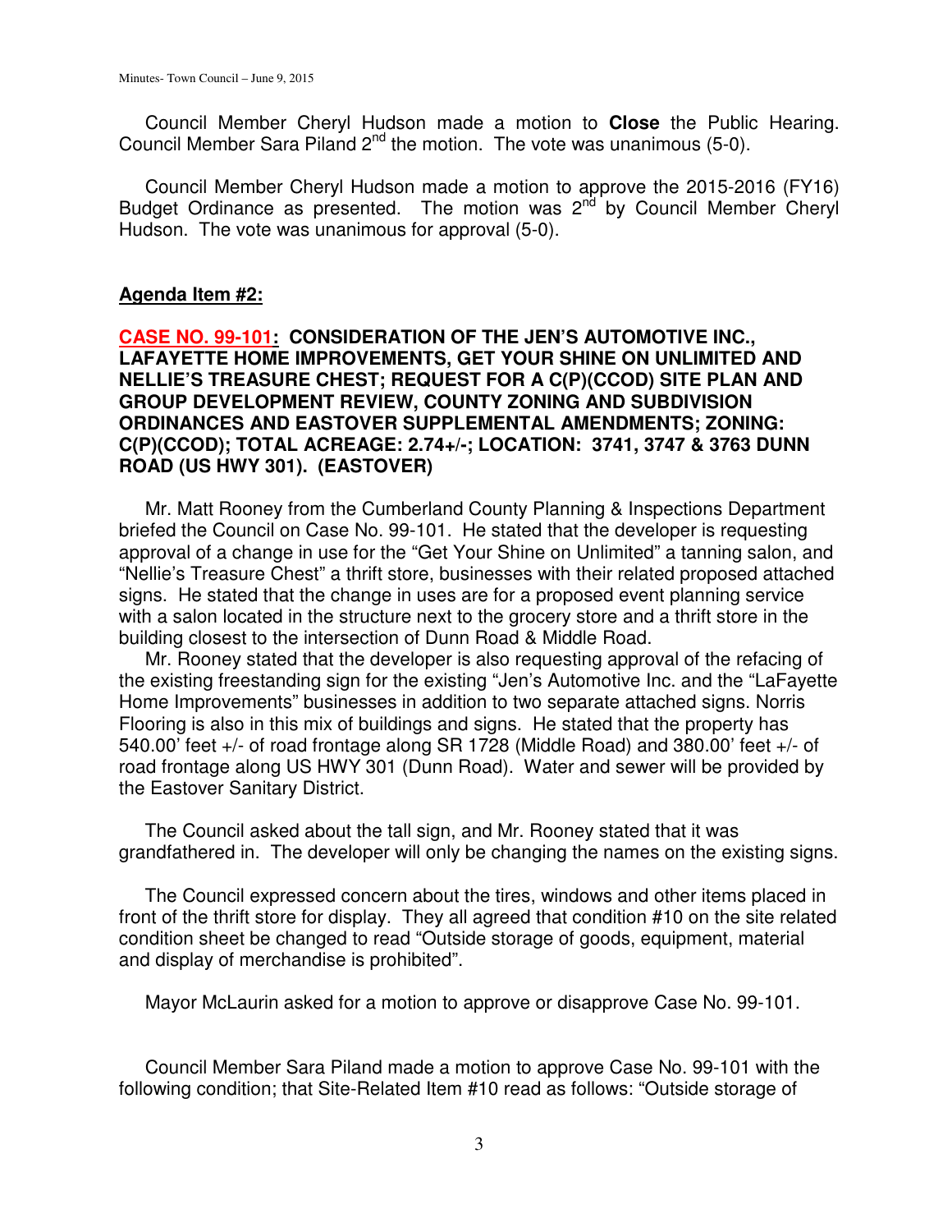Council Member Cheryl Hudson made a motion to **Close** the Public Hearing. Council Member Sara Piland 2nd the motion. The vote was unanimous (5-0).

Council Member Cheryl Hudson made a motion to approve the 2015-2016 (FY16) Budget Ordinance as presented. The motion was 2nd by Council Member Cheryl Hudson. The vote was unanimous for approval (5-0).

**Agenda Item #2:**

**CASE NO. 99-101: CONSIDERATION OF THE JEN'S AUTOMOTIVE INC., LAFAYETTE HOME IMPROVEMENTS, GET YOUR SHINE ON UNLIMITED AND NELLIE'S TREASURE CHEST; REQUEST FOR A C(P)(CCOD) SITE PLAN AND GROUP DEVELOPMENT REVIEW, COUNTY ZONING AND SUBDIVISION ORDINANCES AND EASTOVER SUPPLEMENTAL AMENDMENTS; ZONING: C(P)(CCOD); TOTAL ACREAGE: 2.74+/-; LOCATION: 3741, 3747 & 3763 DUNN ROAD (US HWY 301). (EASTOVER)**

Mr. Matt Rooney from the Cumberland County Planning & Inspections Department briefed the Council on Case No. 99-101. He stated that the developer is requesting approval of a change in use for the "Get Your Shine on Unlimited" a tanning salon, and "Nellie's Treasure Chest" a thrift store, businesses with their related proposed attached signs. He stated that the change in uses are for a proposed event planning service with a salon located in the structure next to the grocery store and a thrift store in the building closest to the intersection of Dunn Road & Middle Road.

Mr. Rooney stated that the developer is also requesting approval of the refacing of the existing freestanding sign for the existing "Jen's Automotive Inc. and the "LaFayette Home Improvements" businesses in addition to two separate attached signs. Norris Flooring is also in this mix of buildings and signs. He stated that the property has 540.00' feet +/- of road frontage along SR 1728 (Middle Road) and 380.00' feet +/- of road frontage along US HWY 301 (Dunn Road). Water and sewer will be provided by the Eastover Sanitary District.

The Council asked about the tall sign, and Mr. Rooney stated that it was grandfathered in. The developer will only be changing the names on the existing signs.

The Council expressed concern about the tires, windows and other items placed in front of the thrift store for display. They all agreed that condition #10 on the site related condition sheet be changed to read "Outside storage of goods, equipment, material and display of merchandise is prohibited".

Mayor McLaurin asked for a motion to approve or disapprove Case No. 99-101.

Council Member Sara Piland made a motion to approve Case No. 99-101 with the following condition; that Site-Related Item #10 read as follows: "Outside storage of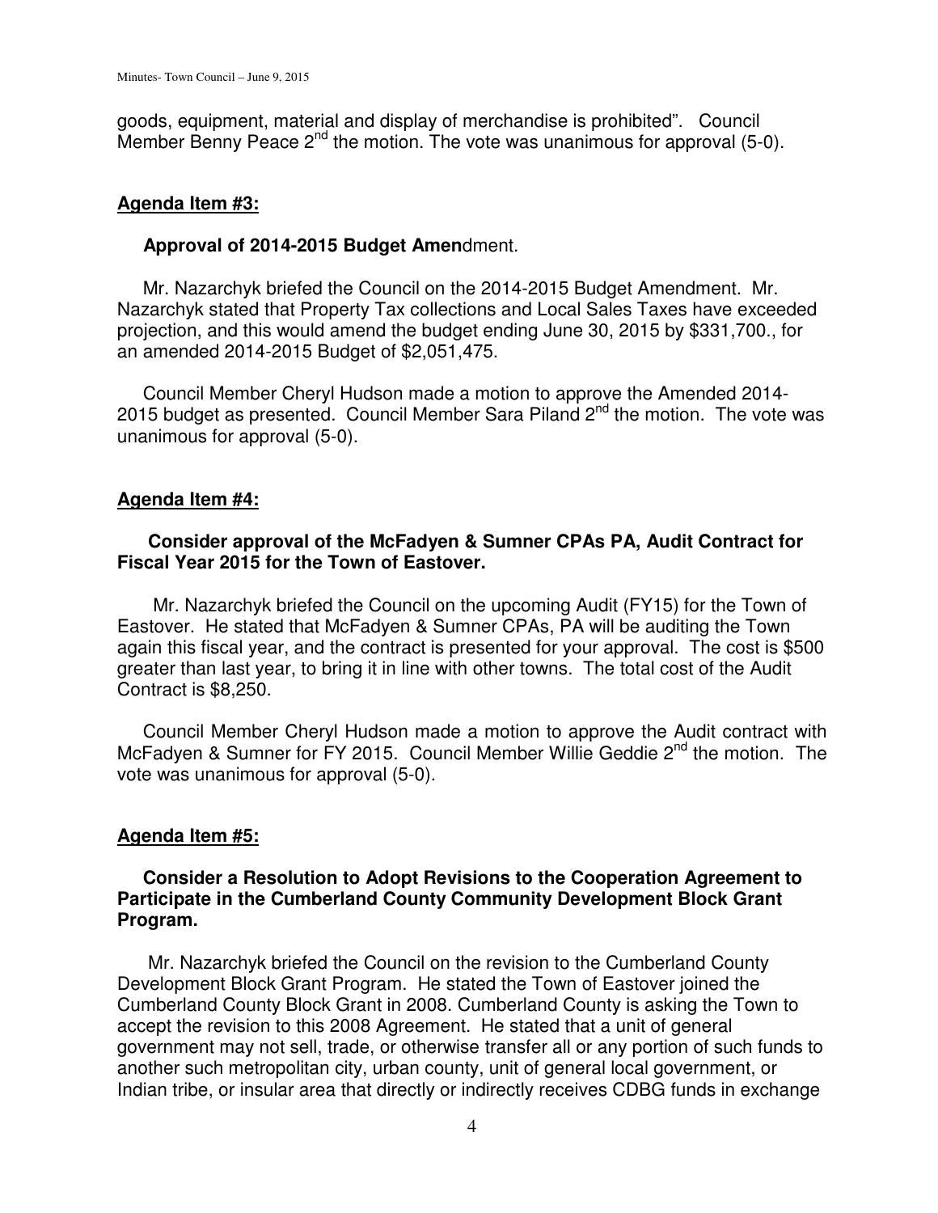goods, equipment, material and display of merchandise is prohibited". Council Member Benny Peace 2nd the motion. The vote was unanimous for approval (5-0).

**Agenda Item #3:**

**Approval of 2014-2015 Budget Amen**dment.

Mr. Nazarchyk briefed the Council on the 2014-2015 Budget Amendment. Mr. Nazarchyk stated that Property Tax collections and Local Sales Taxes have exceeded projection, and this would amend the budget ending June 30, 2015 by $331,700., for an amended 2014-2015 Budget of $2,051,475.

Council Member Cheryl Hudson made a motion to approve the Amended 2014-2015 budget as presented. Council Member Sara Piland 2nd the motion. The vote was unanimous for approval (5-0).

**Agenda Item #4:**

**Consider approval of the McFadyen & Sumner CPAs PA, Audit Contract for Fiscal Year 2015 for the Town of Eastover.**

Mr. Nazarchyk briefed the Council on the upcoming Audit (FY15) for the Town of Eastover. He stated that McFadyen & Sumner CPAs, PA will be auditing the Town again this fiscal year, and the contract is presented for your approval. The cost is $500 greater than last year, to bring it in line with other towns. The total cost of the Audit Contract is $8,250.

Council Member Cheryl Hudson made a motion to approve the Audit contract with McFadyen & Sumner for FY 2015. Council Member Willie Geddie 2nd the motion. The vote was unanimous for approval (5-0).

**Agenda Item #5:**

**Consider a Resolution to Adopt Revisions to the Cooperation Agreement to Participate in the Cumberland County Community Development Block Grant Program.**

Mr. Nazarchyk briefed the Council on the revision to the Cumberland County Development Block Grant Program. He stated the Town of Eastover joined the Cumberland County Block Grant in 2008. Cumberland County is asking the Town to accept the revision to this 2008 Agreement. He stated that a unit of general government may not sell, trade, or otherwise transfer all or any portion of such funds to another such metropolitan city, urban county, unit of general local government, or Indian tribe, or insular area that directly or indirectly receives CDBG funds in exchange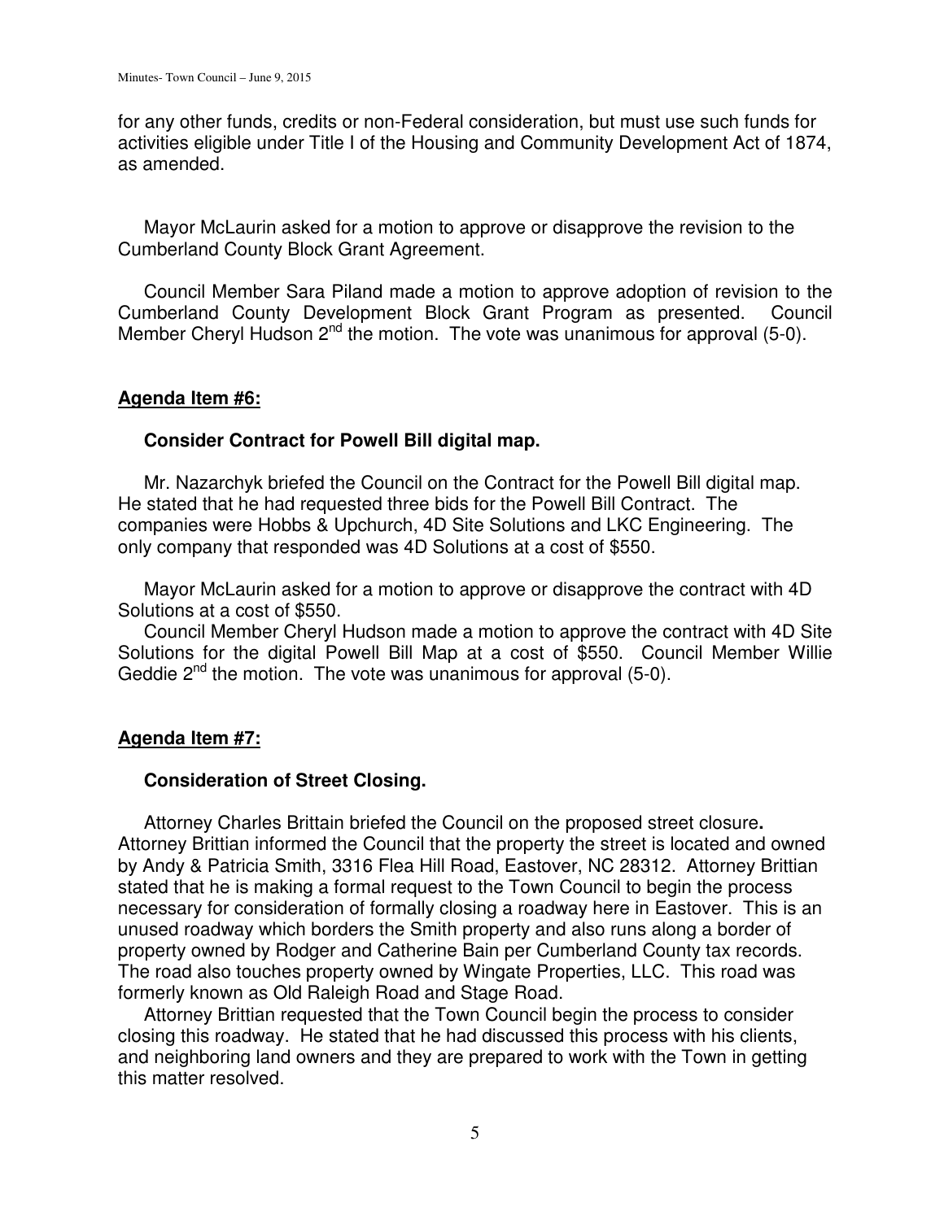for any other funds, credits or non-Federal consideration, but must use such funds for activities eligible under Title I of the Housing and Community Development Act of 1874, as amended.

Mayor McLaurin asked for a motion to approve or disapprove the revision to the Cumberland County Block Grant Agreement.

Council Member Sara Piland made a motion to approve adoption of revision to the Cumberland County Development Block Grant Program as presented. Council Member Cheryl Hudson 2nd the motion. The vote was unanimous for approval (5-0).

**Agenda Item #6:**

**Consider Contract for Powell Bill digital map.**

Mr. Nazarchyk briefed the Council on the Contract for the Powell Bill digital map. He stated that he had requested three bids for the Powell Bill Contract. The companies were Hobbs & Upchurch, 4D Site Solutions and LKC Engineering. The only company that responded was 4D Solutions at a cost of $550.

Mayor McLaurin asked for a motion to approve or disapprove the contract with 4D Solutions at a cost of $550.

Council Member Cheryl Hudson made a motion to approve the contract with 4D Site Solutions for the digital Powell Bill Map at a cost of $550. Council Member Willie Geddie 2nd the motion. The vote was unanimous for approval (5-0).

**Agenda Item #7:**

**Consideration of Street Closing.**

Attorney Charles Brittain briefed the Council on the proposed street closure**.** Attorney Brittian informed the Council that the property the street is located and owned by Andy & Patricia Smith, 3316 Flea Hill Road, Eastover, NC 28312. Attorney Brittian stated that he is making a formal request to the Town Council to begin the process necessary for consideration of formally closing a roadway here in Eastover. This is an unused roadway which borders the Smith property and also runs along a border of property owned by Rodger and Catherine Bain per Cumberland County tax records. The road also touches property owned by Wingate Properties, LLC. This road was formerly known as Old Raleigh Road and Stage Road.

Attorney Brittian requested that the Town Council begin the process to consider closing this roadway. He stated that he had discussed this process with his clients, and neighboring land owners and they are prepared to work with the Town in getting this matter resolved.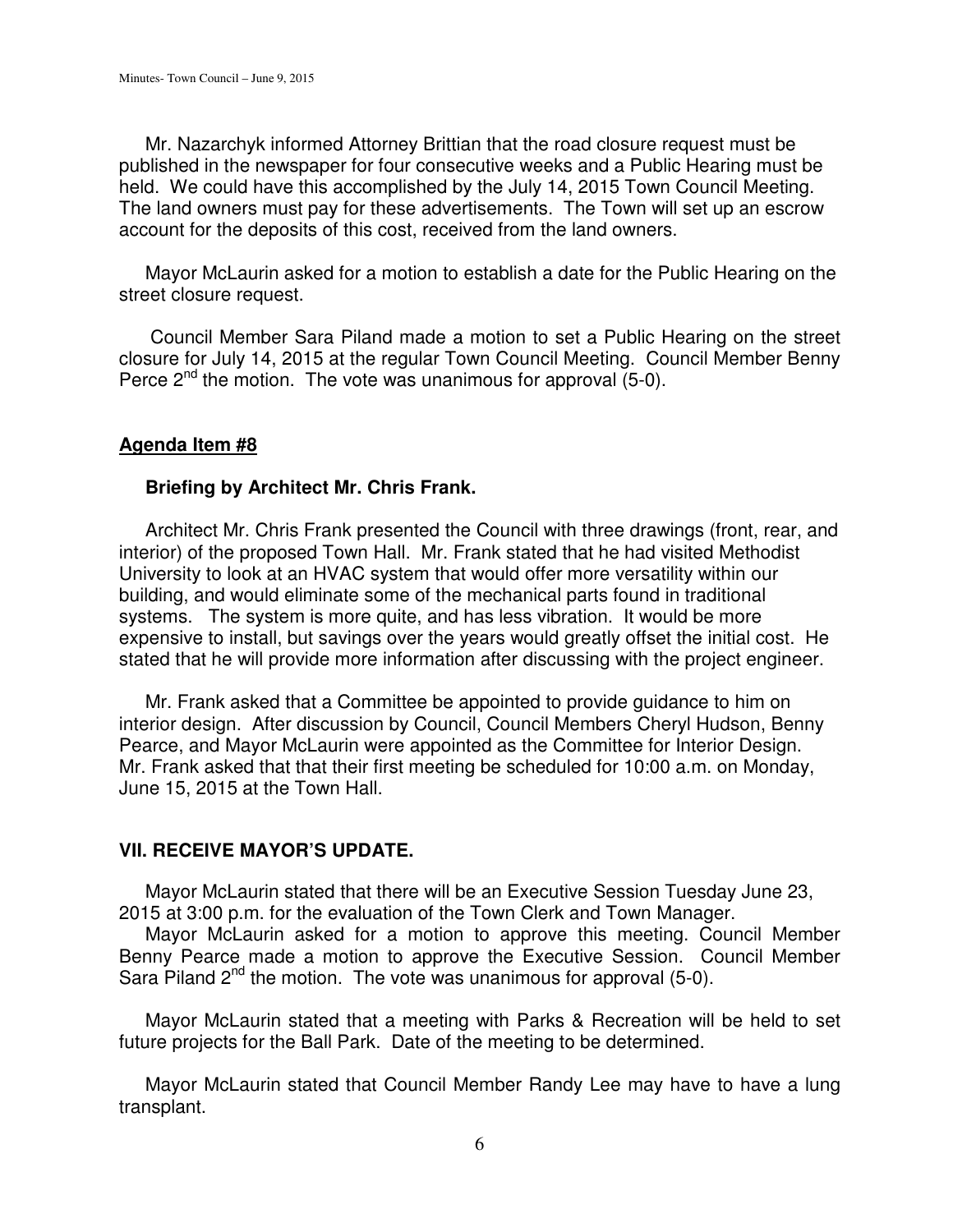Mr. Nazarchyk informed Attorney Brittian that the road closure request must be published in the newspaper for four consecutive weeks and a Public Hearing must be held. We could have this accomplished by the July 14, 2015 Town Council Meeting. The land owners must pay for these advertisements. The Town will set up an escrow account for the deposits of this cost, received from the land owners.

Mayor McLaurin asked for a motion to establish a date for the Public Hearing on the street closure request.

Council Member Sara Piland made a motion to set a Public Hearing on the street closure for July 14, 2015 at the regular Town Council Meeting. Council Member Benny Perce 2nd the motion. The vote was unanimous for approval (5-0).

**Agenda Item #8**

**Briefing by Architect Mr. Chris Frank.**

Architect Mr. Chris Frank presented the Council with three drawings (front, rear, and interior) of the proposed Town Hall. Mr. Frank stated that he had visited Methodist University to look at an HVAC system that would offer more versatility within our building, and would eliminate some of the mechanical parts found in traditional systems. The system is more quite, and has less vibration. It would be more expensive to install, but savings over the years would greatly offset the initial cost. He stated that he will provide more information after discussing with the project engineer.

Mr. Frank asked that a Committee be appointed to provide guidance to him on interior design. After discussion by Council, Council Members Cheryl Hudson, Benny Pearce, and Mayor McLaurin were appointed as the Committee for Interior Design. Mr. Frank asked that that their first meeting be scheduled for 10:00 a.m. on Monday, June 15, 2015 at the Town Hall.

## VII. RECEIVE MAYOR'S UPDATE.

Mayor McLaurin stated that there will be an Executive Session Tuesday June 23, 2015 at 3:00 p.m. for the evaluation of the Town Clerk and Town Manager.

Mayor McLaurin asked for a motion to approve this meeting. Council Member Benny Pearce made a motion to approve the Executive Session. Council Member Sara Piland 2nd the motion. The vote was unanimous for approval (5-0).

Mayor McLaurin stated that a meeting with Parks & Recreation will be held to set future projects for the Ball Park. Date of the meeting to be determined.

Mayor McLaurin stated that Council Member Randy Lee may have to have a lung transplant.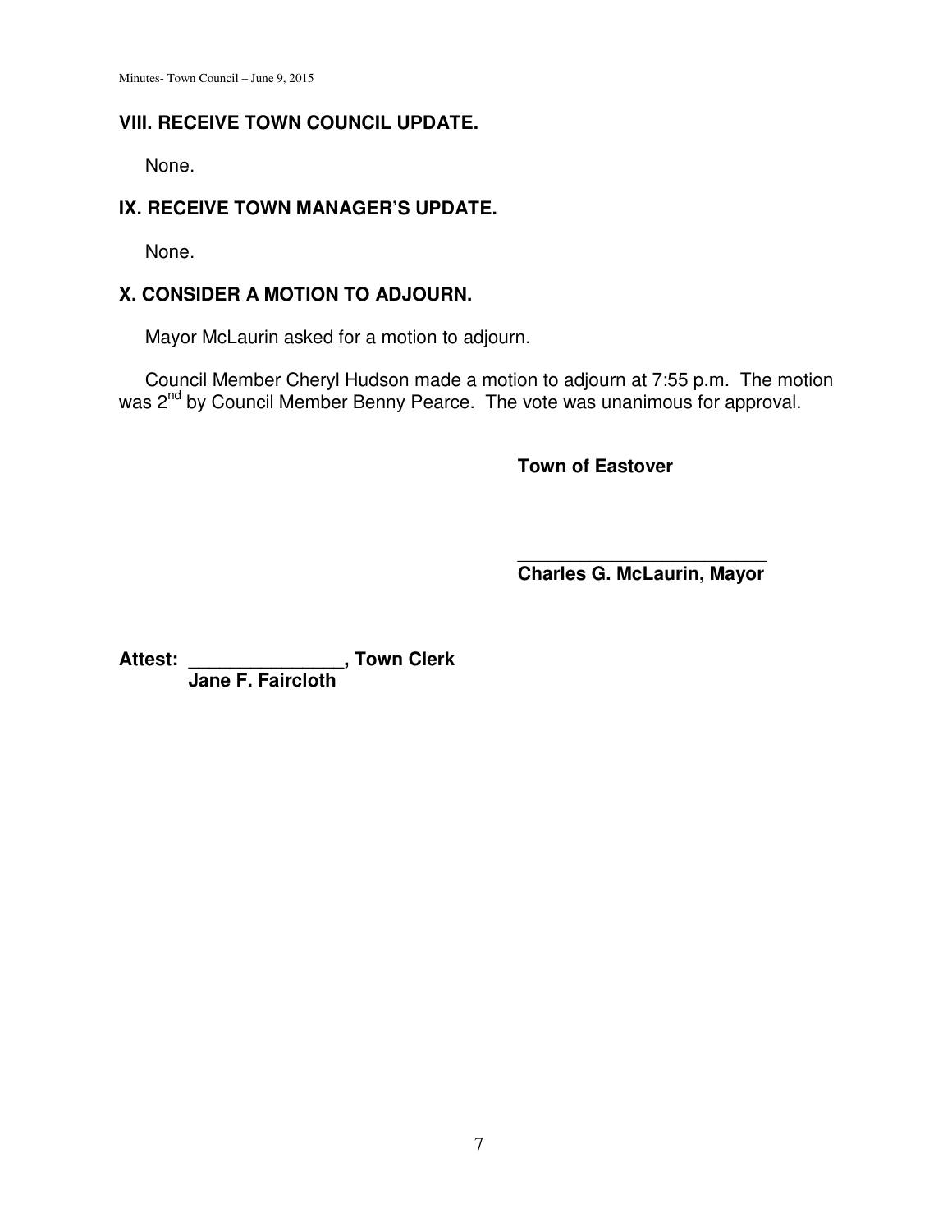## VIII. RECEIVE TOWN COUNCIL UPDATE.

None.

## IX. RECEIVE TOWN MANAGER'S UPDATE.

None.

## X. CONSIDER A MOTION TO ADJOURN.

Mayor McLaurin asked for a motion to adjourn.

Council Member Cheryl Hudson made a motion to adjourn at 7:55 p.m. The motion was 2nd by Council Member Benny Pearce. The vote was unanimous for approval.

**Town of Eastover**

________________________
**Charles G. McLaurin, Mayor**

**Attest: _______________, Town Clerk**
**Jane F. Faircloth**